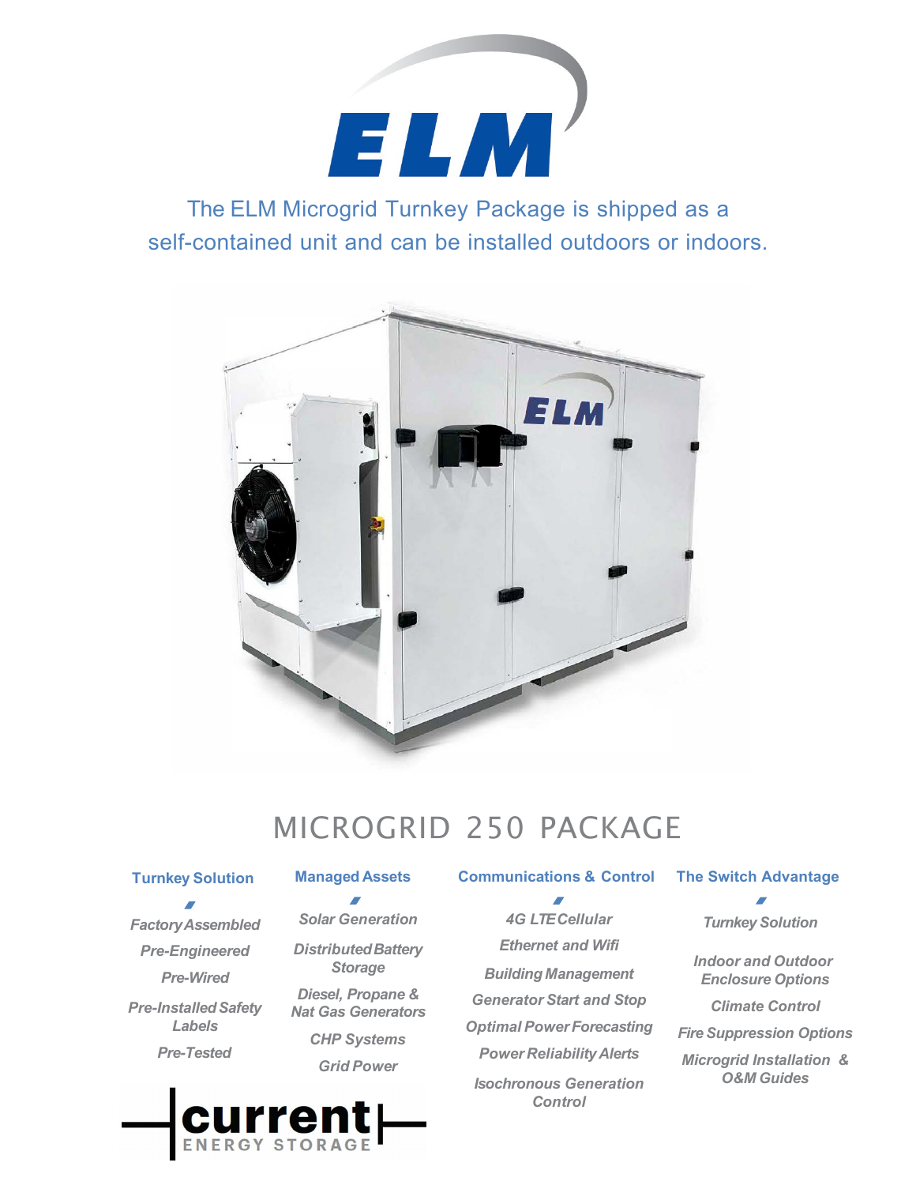# ELM

The ELM Microgrid Turnkey Package is shipped as a self-contained unit and can be installed outdoors or indoors.

## MICROGRID 250 PACKAGE

### Turnkey Solution

*Factory Assembled*

*Pre-Engineered*

*Pre-Wired*

*Pre-Installed Safety Labels*

*Pre-Tested*

### Managed Assets

*Solar Generation*

*Distributed Battery Storage*

*Diesel, Propane & Nat Gas Generators*

*CHP Systems*

*Grid Power*

### Communications & Control

*4G LTE Cellular*

*Ethernet and Wifi*

*Building Management*

*Generator Start and Stop*

*Optimal Power Forecasting*

*Power Reliability Alerts*

*Isochronous Generation Control*

### The Switch Advantage

*Turnkey Solution*

*Indoor and Outdoor Enclosure Options*

*Climate Control*

*Fire Suppression Options*

*Microgrid Installation & O&M Guides*

current ENERGY STORAGE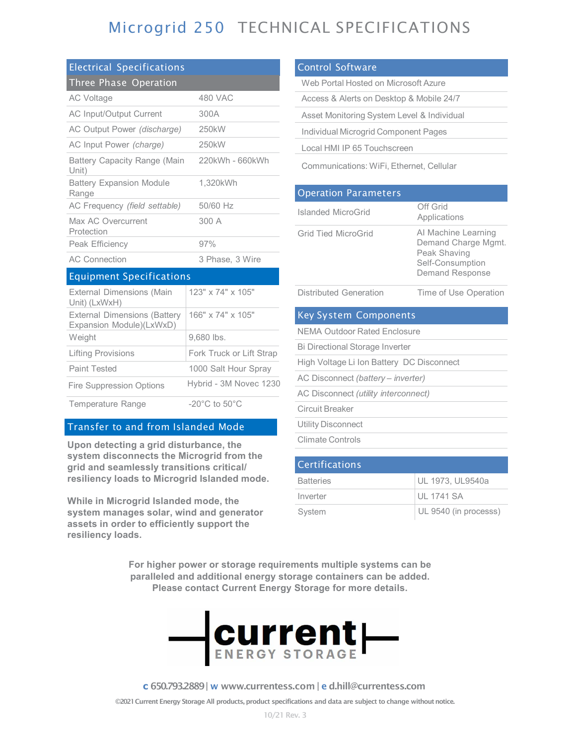# Microgrid 250 TECHNICAL SPECIFICATIONS

## Electrical Specifications

| Three Phase Operation | |
|---|---|
| AC Voltage | 480 VAC |
| AC Input/Output Current | 300A |
| AC Output Power *(discharge)* | 250kW |
| AC Input Power *(charge)* | 250kW |
| Battery Capacity Range (Main Unit) | 220kWh - 660kWh |
| Battery Expansion Module Range | 1,320kWh |
| AC Frequency *(field settable)* | 50/60 Hz |
| Max AC Overcurrent Protection | 300 A |
| Peak Efficiency | 97% |
| AC Connection | 3 Phase, 3 Wire |

## Equipment Specifications

| | |
|---|---|
| External Dimensions (Main Unit) (LxWxH) | 123" x 74" x 105" |
| External Dimensions (Battery Expansion Module)(LxWxD) | 166" x 74" x 105" |
| Weight | 9,680 lbs. |
| Lifting Provisions | Fork Truck or Lift Strap |
| Paint Tested | 1000 Salt Hour Spray |
| Fire Suppression Options | Hybrid - 3M Novec 1230 |
| Temperature Range | -20°C to 50°C |

## Transfer to and from Islanded Mode

**Upon detecting a grid disturbance, the system disconnects the Microgrid from the grid and seamlessly transitions critical/ resiliency loads to Microgrid Islanded mode.**

**While in Microgrid Islanded mode, the system manages solar, wind and generator assets in order to efficiently support the resiliency loads.**

## Control Software

- Web Portal Hosted on Microsoft Azure
- Access & Alerts on Desktop & Mobile 24/7
- Asset Monitoring System Level & Individual
- Individual Microgrid Component Pages
- Local HMI IP 65 Touchscreen
- Communications: WiFi, Ethernet, Cellular

## Operation Parameters

| | |
|---|---|
| Islanded MicroGrid | Off Grid Applications |
| Grid Tied MicroGrid | AI Machine Learning<br>Demand Charge Mgmt.<br>Peak Shaving<br>Self-Consumption<br>Demand Response |
| Distributed Generation | Time of Use Operation |

## Key System Components

- NEMA Outdoor Rated Enclosure
- Bi Directional Storage Inverter
- High Voltage Li Ion Battery DC Disconnect
- AC Disconnect *(battery – inverter)*
- AC Disconnect *(utility interconnect)*
- Circuit Breaker
- Utility Disconnect
- Climate Controls

## Certifications

| | |
|---|---|
| Batteries | UL 1973, UL9540a |
| Inverter | UL 1741 SA |
| System | UL 9540 (in processs) |

**For higher power or storage requirements multiple systems can be paralleled and additional energy storage containers can be added. Please contact Current Energy Storage for more details.**

current ENERGY STORAGE

**c** 650.793.2889 | **w** www.currentess.com | **e** d.hill@currentess.com

©2021 Current Energy Storage All products, product specifications and data are subject to change without notice.

10/21 Rev. 3